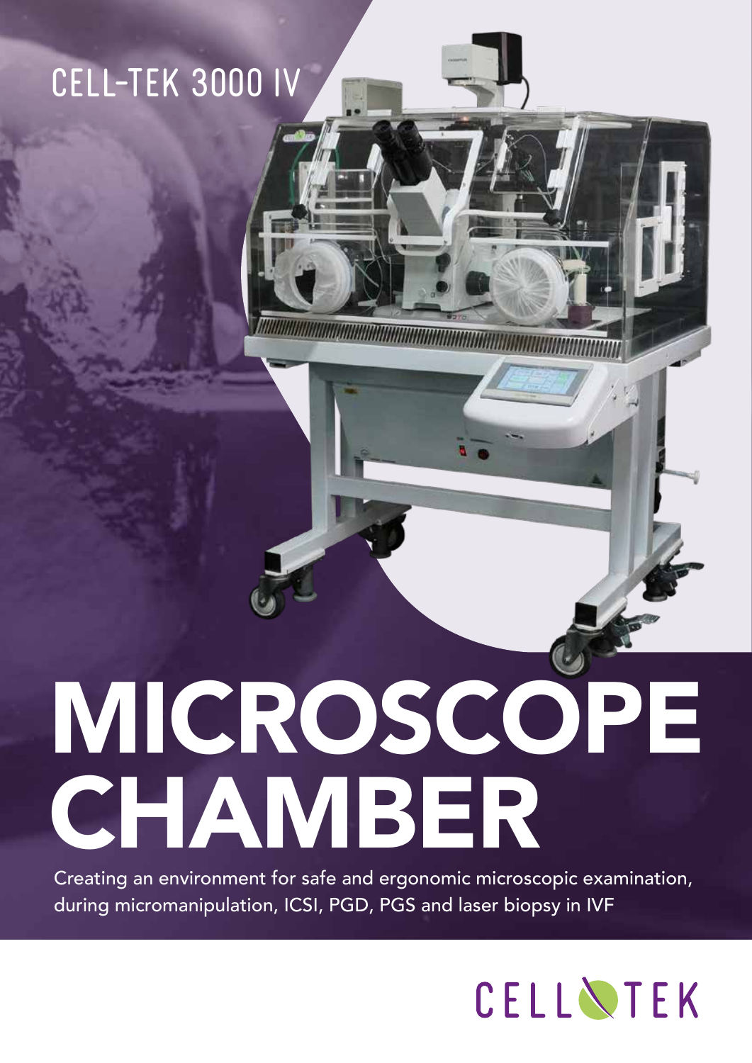CELL-TEK 3000 IV

# MICROSCOPE CHAMBER

Creating an environment for safe and ergonomic microscopic examination, during micromanipulation, ICSI, PGD, PGS and laser biopsy in IVF

CELLTEK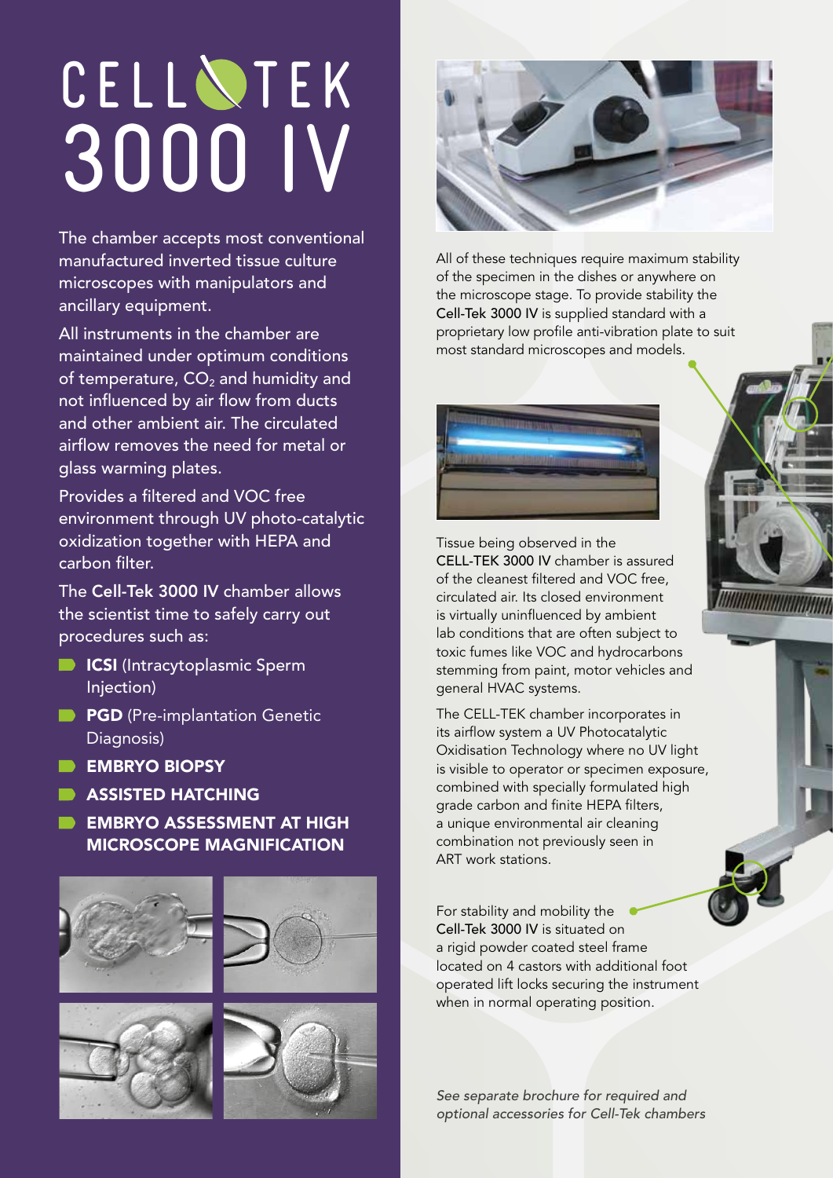# CELL-TEK 3000 IV

The chamber accepts most conventional manufactured inverted tissue culture microscopes with manipulators and ancillary equipment.

All instruments in the chamber are maintained under optimum conditions of temperature, $CO_2$ and humidity and not influenced by air flow from ducts and other ambient air. The circulated airflow removes the need for metal or glass warming plates.

Provides a filtered and VOC free environment through UV photo-catalytic oxidization together with HEPA and carbon filter.

The **Cell-Tek 3000 IV** chamber allows the scientist time to safely carry out procedures such as:

- **ICSI** (Intracytoplasmic Sperm Injection)
- **PGD** (Pre-implantation Genetic Diagnosis)
- **EMBRYO BIOPSY**
- **ASSISTED HATCHING**
- **EMBRYO ASSESSMENT AT HIGH MICROSCOPE MAGNIFICATION**

All of these techniques require maximum stability of the specimen in the dishes or anywhere on the microscope stage. To provide stability the Cell-Tek 3000 IV is supplied standard with a proprietary low profile anti-vibration plate to suit most standard microscopes and models.

Tissue being observed in the CELL-TEK 3000 IV chamber is assured of the cleanest filtered and VOC free, circulated air. Its closed environment is virtually uninfluenced by ambient lab conditions that are often subject to toxic fumes like VOC and hydrocarbons stemming from paint, motor vehicles and general HVAC systems.

The CELL-TEK chamber incorporates in its airflow system a UV Photocatalytic Oxidisation Technology where no UV light is visible to operator or specimen exposure, combined with specially formulated high grade carbon and finite HEPA filters, a unique environmental air cleaning combination not previously seen in ART work stations.

For stability and mobility the Cell-Tek 3000 IV is situated on a rigid powder coated steel frame located on 4 castors with additional foot operated lift locks securing the instrument when in normal operating position.

*See separate brochure for required and optional accessories for Cell-Tek chambers*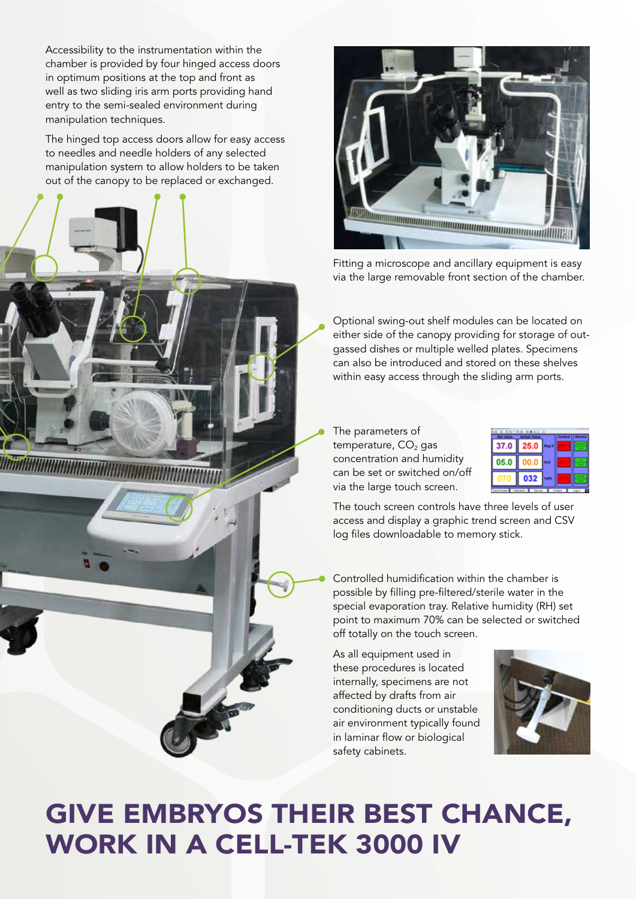Accessibility to the instrumentation within the chamber is provided by four hinged access doors in optimum positions at the top and front as well as two sliding iris arm ports providing hand entry to the semi-sealed environment during manipulation techniques.

The hinged top access doors allow for easy access to needles and needle holders of any selected manipulation system to allow holders to be taken out of the canopy to be replaced or exchanged.

Fitting a microscope and ancillary equipment is easy via the large removable front section of the chamber.

Optional swing-out shelf modules can be located on either side of the canopy providing for storage of out-gassed dishes or multiple welled plates. Specimens can also be introduced and stored on these shelves within easy access through the sliding arm ports.

The parameters of temperature, $CO_2$ gas concentration and humidity can be set or switched on/off via the large touch screen.

The touch screen controls have three levels of user access and display a graphic trend screen and CSV log files downloadable to memory stick.

Controlled humidification within the chamber is possible by filling pre-filtered/sterile water in the special evaporation tray. Relative humidity (RH) set point to maximum 70% can be selected or switched off totally on the touch screen.

As all equipment used in these procedures is located internally, specimens are not affected by drafts from air conditioning ducts or unstable air environment typically found in laminar flow or biological safety cabinets.

# GIVE EMBRYOS THEIR BEST CHANCE, WORK IN A CELL-TEK 3000 IV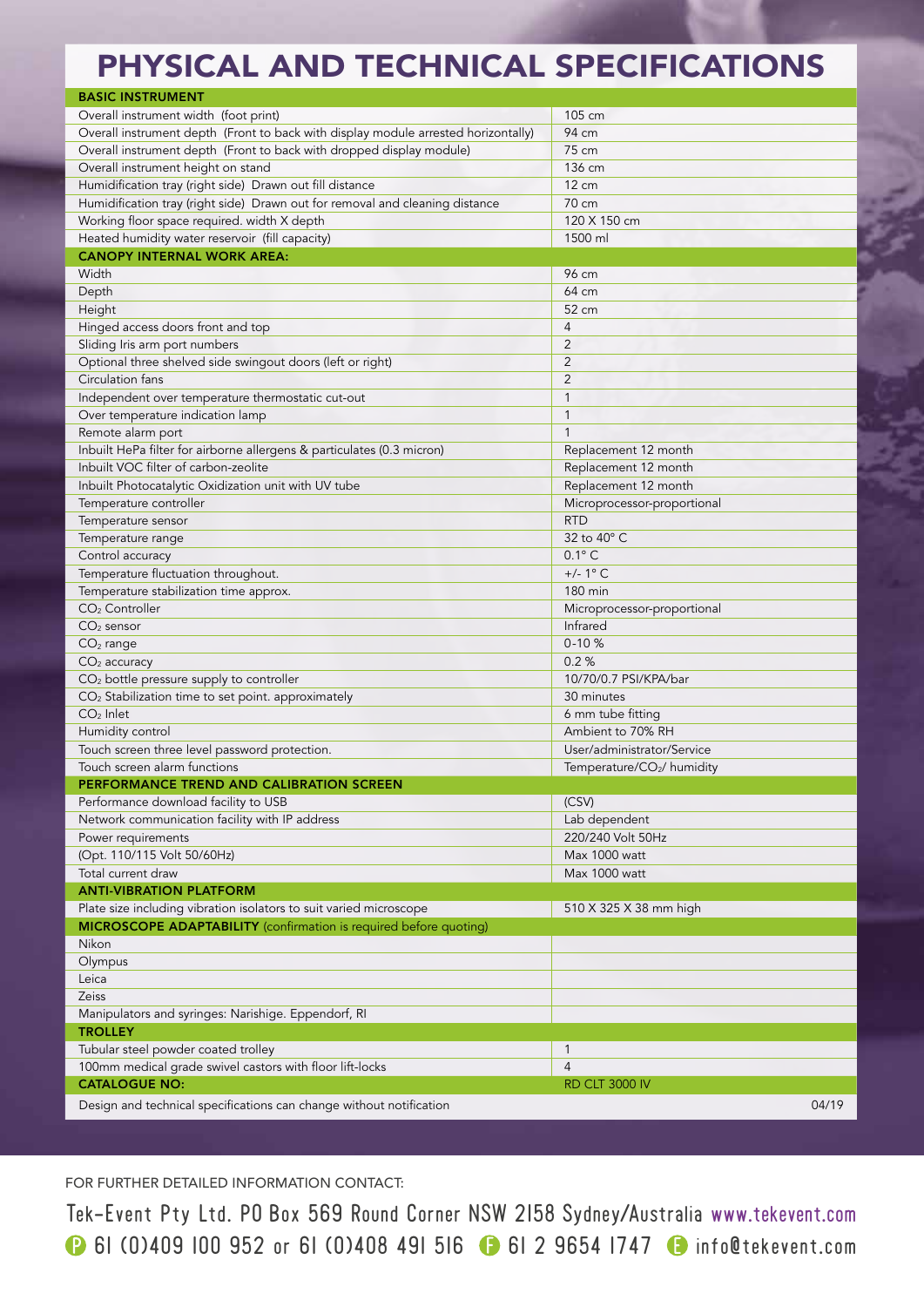# PHYSICAL AND TECHNICAL SPECIFICATIONS

| | |
|---|---|
| **BASIC INSTRUMENT** | |
| Overall instrument width (foot print) | 105 cm |
| Overall instrument depth (Front to back with display module arrested horizontally) | 94 cm |
| Overall instrument depth (Front to back with dropped display module) | 75 cm |
| Overall instrument height on stand | 136 cm |
| Humidification tray (right side) Drawn out fill distance | 12 cm |
| Humidification tray (right side) Drawn out for removal and cleaning distance | 70 cm |
| Working floor space required. width X depth | 120 X 150 cm |
| Heated humidity water reservoir (fill capacity) | 1500 ml |
| **CANOPY INTERNAL WORK AREA:** | |
| Width | 96 cm |
| Depth | 64 cm |
| Height | 52 cm |
| Hinged access doors front and top | 4 |
| Sliding Iris arm port numbers | 2 |
| Optional three shelved side swingout doors (left or right) | 2 |
| Circulation fans | 2 |
| Independent over temperature thermostatic cut-out | 1 |
| Over temperature indication lamp | 1 |
| Remote alarm port | 1 |
| Inbuilt HePa filter for airborne allergens & particulates (0.3 micron) | Replacement 12 month |
| Inbuilt VOC filter of carbon-zeolite | Replacement 12 month |
| Inbuilt Photocatalytic Oxidization unit with UV tube | Replacement 12 month |
| Temperature controller | Microprocessor-proportional |
| Temperature sensor | RTD |
| Temperature range | 32 to 40° C |
| Control accuracy | 0.1° C |
| Temperature fluctuation throughout. | +/- 1° C |
| Temperature stabilization time approx. | 180 min |
| $CO_2$ Controller | Microprocessor-proportional |
| $CO_2$ sensor | Infrared |
| $CO_2$ range | 0-10 % |
| $CO_2$ accuracy | 0.2 % |
| $CO_2$ bottle pressure supply to controller | 10/70/0.7 PSI/KPA/bar |
| $CO_2$ Stabilization time to set point. approximately | 30 minutes |
| $CO_2$ Inlet | 6 mm tube fitting |
| Humidity control | Ambient to 70% RH |
| Touch screen three level password protection. | User/administrator/Service |
| Touch screen alarm functions | Temperature/$CO_2$/ humidity |
| **PERFORMANCE TREND AND CALIBRATION SCREEN** | |
| Performance download facility to USB | (CSV) |
| Network communication facility with IP address | Lab dependent |
| Power requirements | 220/240 Volt 50Hz |
| (Opt. 110/115 Volt 50/60Hz) | Max 1000 watt |
| Total current draw | Max 1000 watt |
| **ANTI-VIBRATION PLATFORM** | |
| Plate size including vibration isolators to suit varied microscope | 510 X 325 X 38 mm high |
| **MICROSCOPE ADAPTABILITY** (confirmation is required before quoting) | |
| Nikon | |
| Olympus | |
| Leica | |
| Zeiss | |
| Manipulators and syringes: Narishige. Eppendorf, RI | |
| **TROLLEY** | |
| Tubular steel powder coated trolley | 1 |
| 100mm medical grade swivel castors with floor lift-locks | 4 |
| **CATALOGUE NO:** | RD CLT 3000 IV |
| Design and technical specifications can change without notification | 04/19 |

FOR FURTHER DETAILED INFORMATION CONTACT:

Tek-Event Pty Ltd. PO Box 569 Round Corner NSW 2158 Sydney/Australia www.tekevent.com

P 61 (0)409 100 952 or 61 (0)408 491 516 F 61 2 9654 1747 E info@tekevent.com